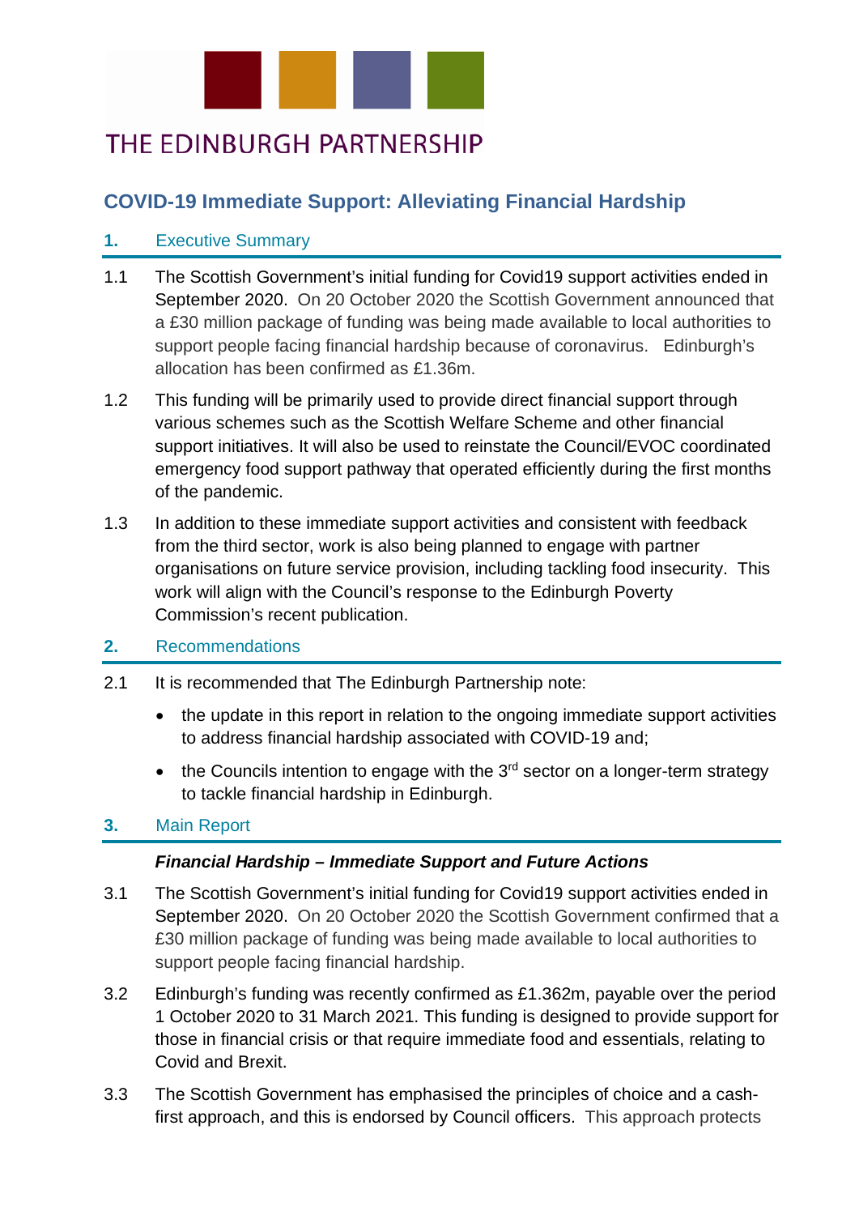THE EDINBURGH PARTNERSHIP

# COVID-19 Immediate Support: Alleviating Financial Hardship

## 1. Executive Summary

1.1 The Scottish Government's initial funding for Covid19 support activities ended in September 2020. On 20 October 2020 the Scottish Government announced that a £30 million package of funding was being made available to local authorities to support people facing financial hardship because of coronavirus. Edinburgh's allocation has been confirmed as £1.36m.

1.2 This funding will be primarily used to provide direct financial support through various schemes such as the Scottish Welfare Scheme and other financial support initiatives. It will also be used to reinstate the Council/EVOC coordinated emergency food support pathway that operated efficiently during the first months of the pandemic.

1.3 In addition to these immediate support activities and consistent with feedback from the third sector, work is also being planned to engage with partner organisations on future service provision, including tackling food insecurity. This work will align with the Council's response to the Edinburgh Poverty Commission's recent publication.

## 2. Recommendations

2.1 It is recommended that The Edinburgh Partnership note:

- the update in this report in relation to the ongoing immediate support activities to address financial hardship associated with COVID-19 and;
- the Councils intention to engage with the 3rd sector on a longer-term strategy to tackle financial hardship in Edinburgh.

## 3. Main Report

***Financial Hardship – Immediate Support and Future Actions***

3.1 The Scottish Government's initial funding for Covid19 support activities ended in September 2020. On 20 October 2020 the Scottish Government confirmed that a £30 million package of funding was being made available to local authorities to support people facing financial hardship.

3.2 Edinburgh's funding was recently confirmed as £1.362m, payable over the period 1 October 2020 to 31 March 2021. This funding is designed to provide support for those in financial crisis or that require immediate food and essentials, relating to Covid and Brexit.

3.3 The Scottish Government has emphasised the principles of choice and a cash-first approach, and this is endorsed by Council officers. This approach protects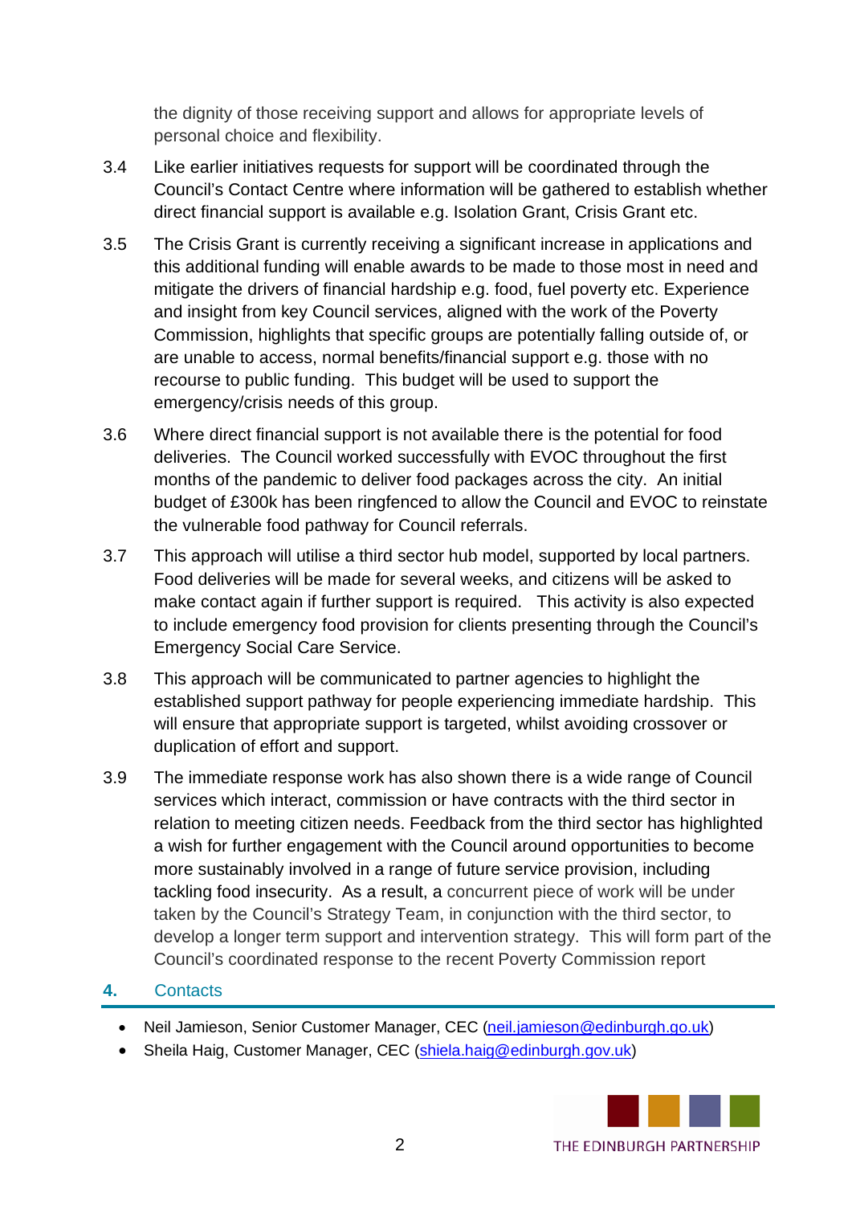the dignity of those receiving support and allows for appropriate levels of personal choice and flexibility.

3.4 Like earlier initiatives requests for support will be coordinated through the Council's Contact Centre where information will be gathered to establish whether direct financial support is available e.g. Isolation Grant, Crisis Grant etc.

3.5 The Crisis Grant is currently receiving a significant increase in applications and this additional funding will enable awards to be made to those most in need and mitigate the drivers of financial hardship e.g. food, fuel poverty etc. Experience and insight from key Council services, aligned with the work of the Poverty Commission, highlights that specific groups are potentially falling outside of, or are unable to access, normal benefits/financial support e.g. those with no recourse to public funding. This budget will be used to support the emergency/crisis needs of this group.

3.6 Where direct financial support is not available there is the potential for food deliveries. The Council worked successfully with EVOC throughout the first months of the pandemic to deliver food packages across the city. An initial budget of £300k has been ringfenced to allow the Council and EVOC to reinstate the vulnerable food pathway for Council referrals.

3.7 This approach will utilise a third sector hub model, supported by local partners. Food deliveries will be made for several weeks, and citizens will be asked to make contact again if further support is required. This activity is also expected to include emergency food provision for clients presenting through the Council's Emergency Social Care Service.

3.8 This approach will be communicated to partner agencies to highlight the established support pathway for people experiencing immediate hardship. This will ensure that appropriate support is targeted, whilst avoiding crossover or duplication of effort and support.

3.9 The immediate response work has also shown there is a wide range of Council services which interact, commission or have contracts with the third sector in relation to meeting citizen needs. Feedback from the third sector has highlighted a wish for further engagement with the Council around opportunities to become more sustainably involved in a range of future service provision, including tackling food insecurity. As a result, a concurrent piece of work will be under taken by the Council's Strategy Team, in conjunction with the third sector, to develop a longer term support and intervention strategy. This will form part of the Council's coordinated response to the recent Poverty Commission report

## 4. Contacts

- Neil Jamieson, Senior Customer Manager, CEC (neil.jamieson@edinburgh.go.uk)
- Sheila Haig, Customer Manager, CEC (shiela.haig@edinburgh.gov.uk)